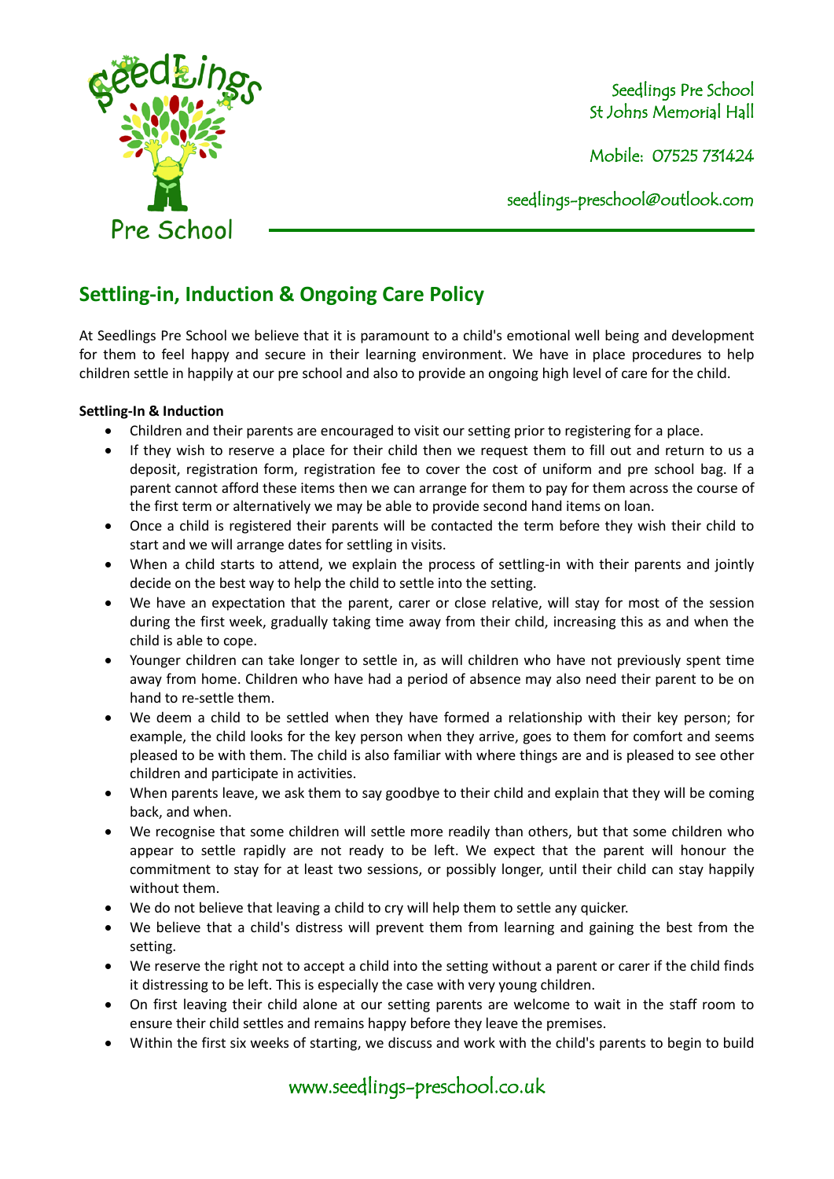Seedlings Pre School
St Johns Memorial Hall

Mobile: 07525 731424

seedlings-preschool@outlook.com

## Settling-in, Induction & Ongoing Care Policy

At Seedlings Pre School we believe that it is paramount to a child's emotional well being and development for them to feel happy and secure in their learning environment. We have in place procedures to help children settle in happily at our pre school and also to provide an ongoing high level of care for the child.

**Settling-In & Induction**

- Children and their parents are encouraged to visit our setting prior to registering for a place.
- If they wish to reserve a place for their child then we request them to fill out and return to us a deposit, registration form, registration fee to cover the cost of uniform and pre school bag. If a parent cannot afford these items then we can arrange for them to pay for them across the course of the first term or alternatively we may be able to provide second hand items on loan.
- Once a child is registered their parents will be contacted the term before they wish their child to start and we will arrange dates for settling in visits.
- When a child starts to attend, we explain the process of settling-in with their parents and jointly decide on the best way to help the child to settle into the setting.
- We have an expectation that the parent, carer or close relative, will stay for most of the session during the first week, gradually taking time away from their child, increasing this as and when the child is able to cope.
- Younger children can take longer to settle in, as will children who have not previously spent time away from home. Children who have had a period of absence may also need their parent to be on hand to re-settle them.
- We deem a child to be settled when they have formed a relationship with their key person; for example, the child looks for the key person when they arrive, goes to them for comfort and seems pleased to be with them. The child is also familiar with where things are and is pleased to see other children and participate in activities.
- When parents leave, we ask them to say goodbye to their child and explain that they will be coming back, and when.
- We recognise that some children will settle more readily than others, but that some children who appear to settle rapidly are not ready to be left. We expect that the parent will honour the commitment to stay for at least two sessions, or possibly longer, until their child can stay happily without them.
- We do not believe that leaving a child to cry will help them to settle any quicker.
- We believe that a child's distress will prevent them from learning and gaining the best from the setting.
- We reserve the right not to accept a child into the setting without a parent or carer if the child finds it distressing to be left. This is especially the case with very young children.
- On first leaving their child alone at our setting parents are welcome to wait in the staff room to ensure their child settles and remains happy before they leave the premises.
- Within the first six weeks of starting, we discuss and work with the child's parents to begin to build

www.seedlings-preschool.co.uk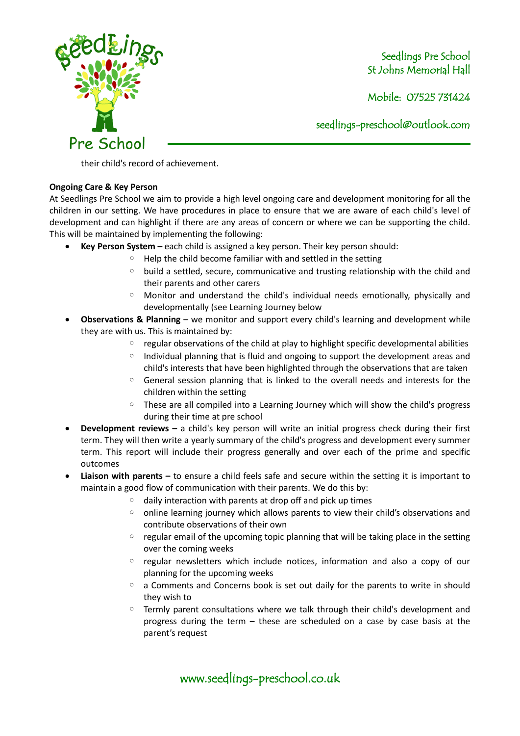their child's record of achievement.

**Ongoing Care & Key Person**

At Seedlings Pre School we aim to provide a high level ongoing care and development monitoring for all the children in our setting. We have procedures in place to ensure that we are aware of each child's level of development and can highlight if there are any areas of concern or where we can be supporting the child. This will be maintained by implementing the following:

- **Key Person System –** each child is assigned a key person. Their key person should:
    - Help the child become familiar with and settled in the setting
    - build a settled, secure, communicative and trusting relationship with the child and their parents and other carers
    - Monitor and understand the child's individual needs emotionally, physically and developmentally (see Learning Journey below
- **Observations & Planning** – we monitor and support every child's learning and development while they are with us. This is maintained by:
    - regular observations of the child at play to highlight specific developmental abilities
    - Individual planning that is fluid and ongoing to support the development areas and child's interests that have been highlighted through the observations that are taken
    - General session planning that is linked to the overall needs and interests for the children within the setting
    - These are all compiled into a Learning Journey which will show the child's progress during their time at pre school
- **Development reviews –** a child's key person will write an initial progress check during their first term. They will then write a yearly summary of the child's progress and development every summer term. This report will include their progress generally and over each of the prime and specific outcomes
- **Liaison with parents –** to ensure a child feels safe and secure within the setting it is important to maintain a good flow of communication with their parents. We do this by:
    - daily interaction with parents at drop off and pick up times
    - online learning journey which allows parents to view their child's observations and contribute observations of their own
    - regular email of the upcoming topic planning that will be taking place in the setting over the coming weeks
    - regular newsletters which include notices, information and also a copy of our planning for the upcoming weeks
    - a Comments and Concerns book is set out daily for the parents to write in should they wish to
    - Termly parent consultations where we talk through their child's development and progress during the term – these are scheduled on a case by case basis at the parent's request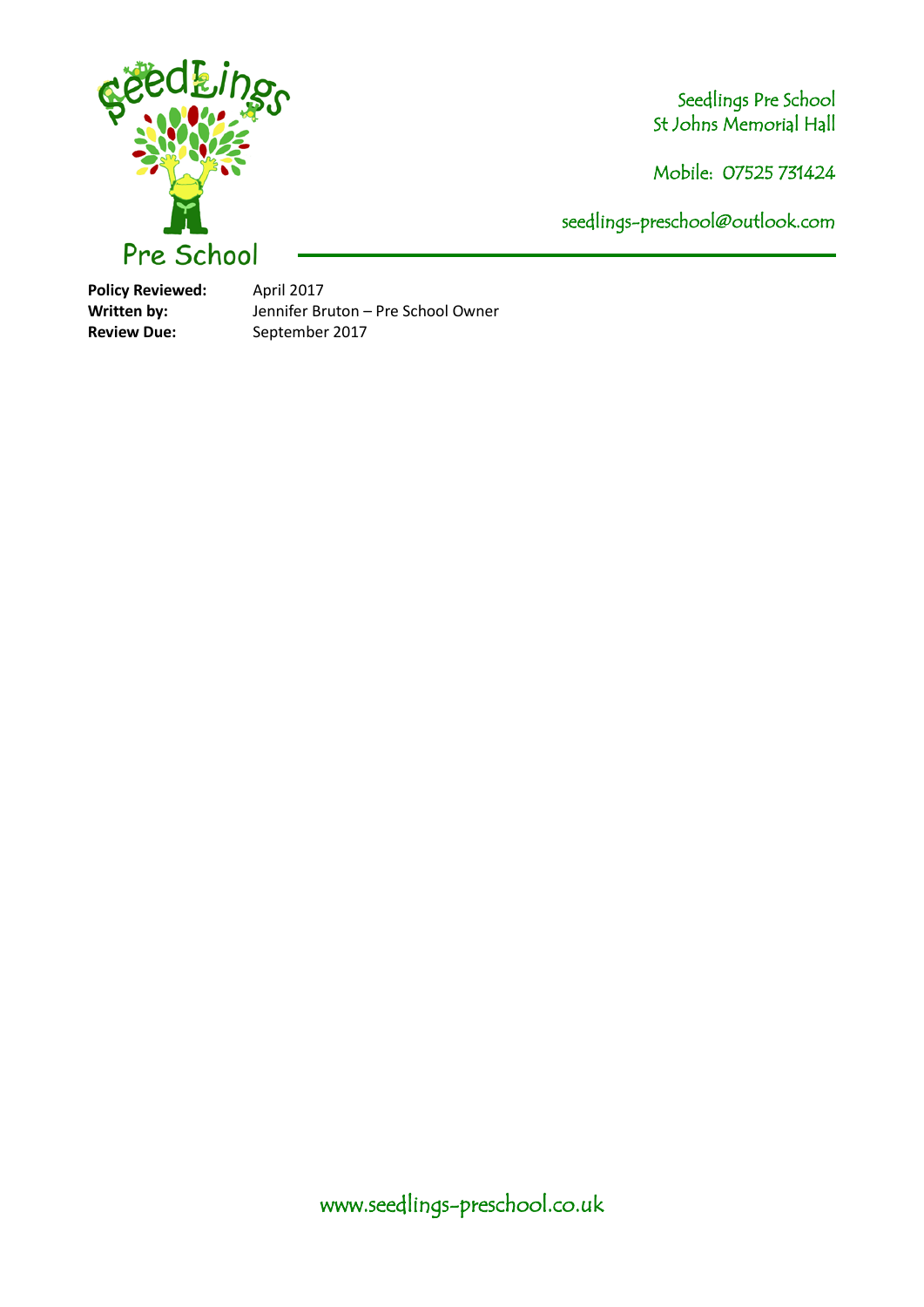Seedlings Pre School
St Johns Memorial Hall

Mobile: 07525 731424

seedlings-preschool@outlook.com

**Policy Reviewed:** April 2017
**Written by:** Jennifer Bruton – Pre School Owner
**Review Due:** September 2017

www.seedlings-preschool.co.uk